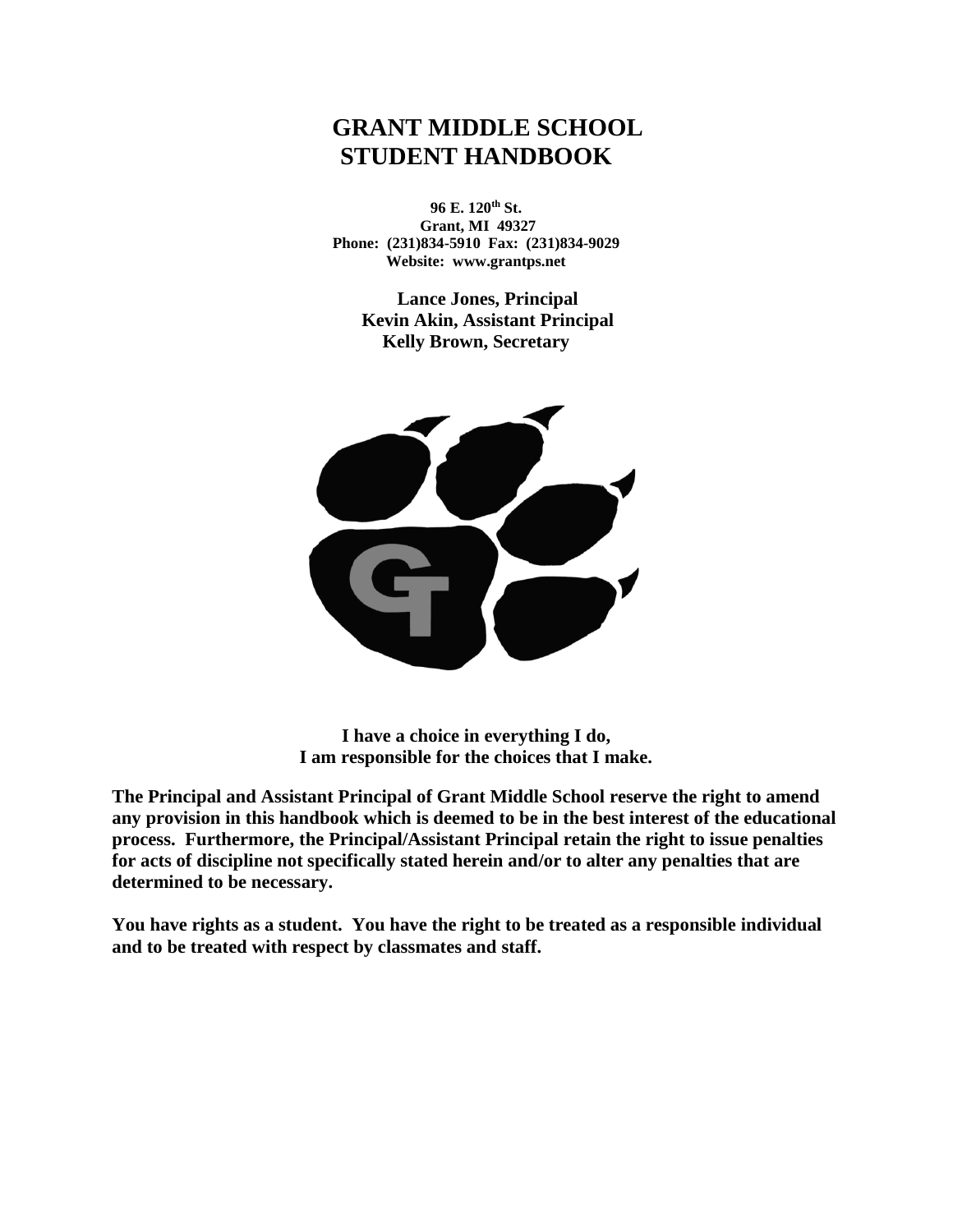# GRANT MIDDLE SCHOOL STUDENT HANDBOOK

**96 E. 120th St.**
**Grant, MI 49327**
**Phone: (231)834-5910 Fax: (231)834-9029**
**Website: www.grantps.net**

**Lance Jones, Principal**
**Kevin Akin, Assistant Principal**
**Kelly Brown, Secretary**

**I have a choice in everything I do,**
**I am responsible for the choices that I make.**

**The Principal and Assistant Principal of Grant Middle School reserve the right to amend any provision in this handbook which is deemed to be in the best interest of the educational process. Furthermore, the Principal/Assistant Principal retain the right to issue penalties for acts of discipline not specifically stated herein and/or to alter any penalties that are determined to be necessary.**

**You have rights as a student. You have the right to be treated as a responsible individual and to be treated with respect by classmates and staff.**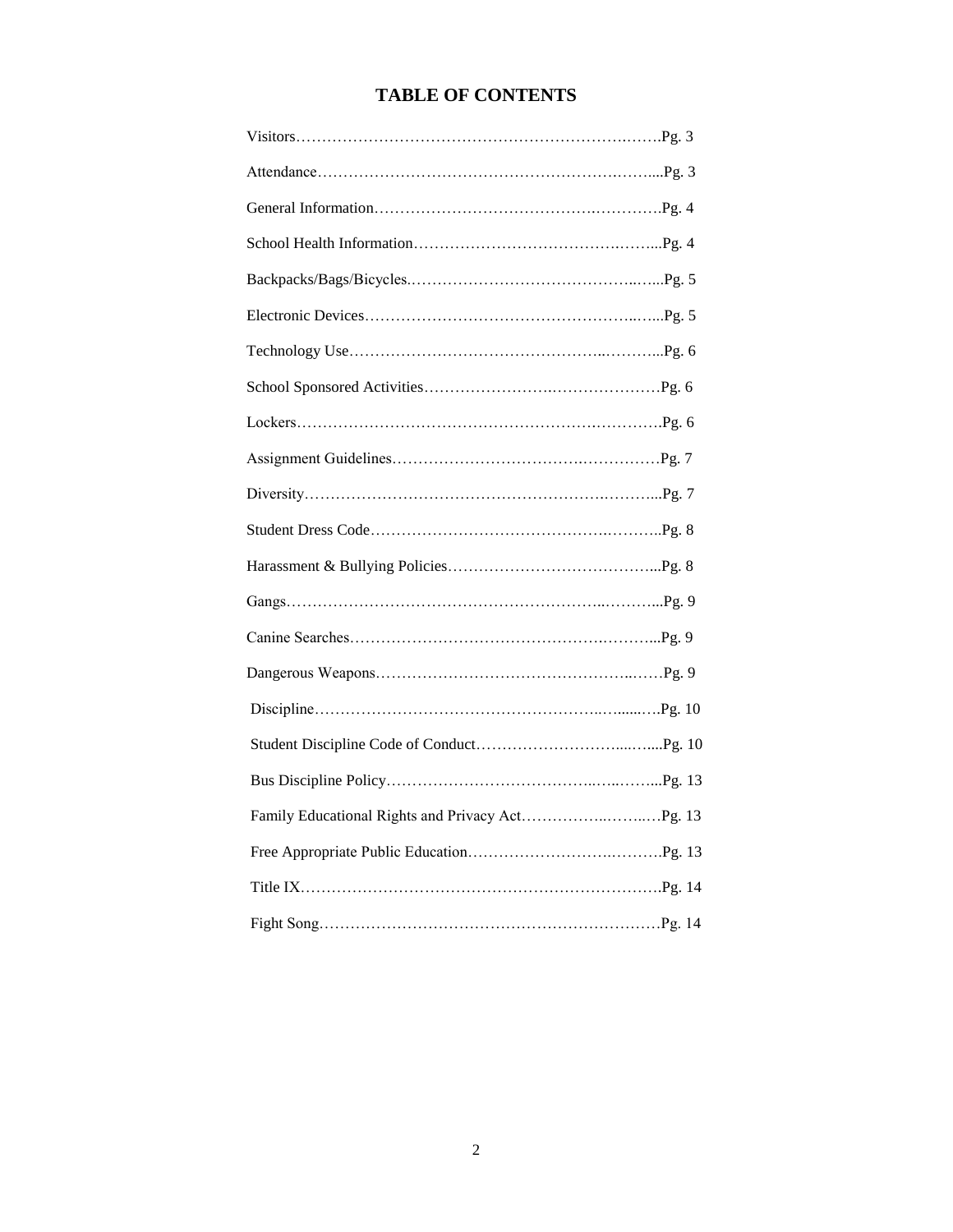# TABLE OF CONTENTS

| Section | Page |
|---|---|
| Visitors | Pg. 3 |
| Attendance | Pg. 3 |
| General Information | Pg. 4 |
| School Health Information | Pg. 4 |
| Backpacks/Bags/Bicycles. | Pg. 5 |
| Electronic Devices | Pg. 5 |
| Technology Use | Pg. 6 |
| School Sponsored Activities | Pg. 6 |
| Lockers | Pg. 6 |
| Assignment Guidelines | Pg. 7 |
| Diversity | Pg. 7 |
| Student Dress Code | Pg. 8 |
| Harassment & Bullying Policies | Pg. 8 |
| Gangs | Pg. 9 |
| Canine Searches | Pg. 9 |
| Dangerous Weapons | Pg. 9 |
| Discipline | Pg. 10 |
| Student Discipline Code of Conduct | Pg. 10 |
| Bus Discipline Policy | Pg. 13 |
| Family Educational Rights and Privacy Act | Pg. 13 |
| Free Appropriate Public Education | Pg. 13 |
| Title IX | Pg. 14 |
| Fight Song | Pg. 14 |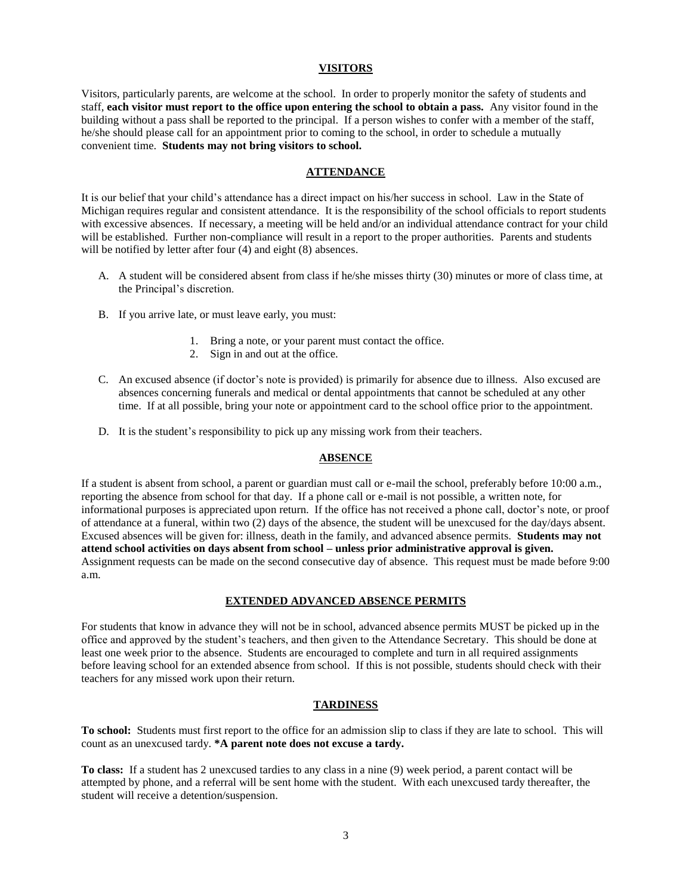## VISITORS

Visitors, particularly parents, are welcome at the school. In order to properly monitor the safety of students and staff, **each visitor must report to the office upon entering the school to obtain a pass.** Any visitor found in the building without a pass shall be reported to the principal. If a person wishes to confer with a member of the staff, he/she should please call for an appointment prior to coming to the school, in order to schedule a mutually convenient time. **Students may not bring visitors to school.**

## ATTENDANCE

It is our belief that your child's attendance has a direct impact on his/her success in school. Law in the State of Michigan requires regular and consistent attendance. It is the responsibility of the school officials to report students with excessive absences. If necessary, a meeting will be held and/or an individual attendance contract for your child will be established. Further non-compliance will result in a report to the proper authorities. Parents and students will be notified by letter after four (4) and eight (8) absences.

A. A student will be considered absent from class if he/she misses thirty (30) minutes or more of class time, at the Principal's discretion.

B. If you arrive late, or must leave early, you must:

   1. Bring a note, or your parent must contact the office.
   2. Sign in and out at the office.

C. An excused absence (if doctor's note is provided) is primarily for absence due to illness. Also excused are absences concerning funerals and medical or dental appointments that cannot be scheduled at any other time. If at all possible, bring your note or appointment card to the school office prior to the appointment.

D. It is the student's responsibility to pick up any missing work from their teachers.

## ABSENCE

If a student is absent from school, a parent or guardian must call or e-mail the school, preferably before 10:00 a.m., reporting the absence from school for that day. If a phone call or e-mail is not possible, a written note, for informational purposes is appreciated upon return. If the office has not received a phone call, doctor's note, or proof of attendance at a funeral, within two (2) days of the absence, the student will be unexcused for the day/days absent. Excused absences will be given for: illness, death in the family, and advanced absence permits. **Students may not attend school activities on days absent from school – unless prior administrative approval is given.** Assignment requests can be made on the second consecutive day of absence. This request must be made before 9:00 a.m.

## EXTENDED ADVANCED ABSENCE PERMITS

For students that know in advance they will not be in school, advanced absence permits MUST be picked up in the office and approved by the student's teachers, and then given to the Attendance Secretary. This should be done at least one week prior to the absence. Students are encouraged to complete and turn in all required assignments before leaving school for an extended absence from school. If this is not possible, students should check with their teachers for any missed work upon their return.

## TARDINESS

**To school:** Students must first report to the office for an admission slip to class if they are late to school. This will count as an unexcused tardy. ***A parent note does not excuse a tardy.**

**To class:** If a student has 2 unexcused tardies to any class in a nine (9) week period, a parent contact will be attempted by phone, and a referral will be sent home with the student. With each unexcused tardy thereafter, the student will receive a detention/suspension.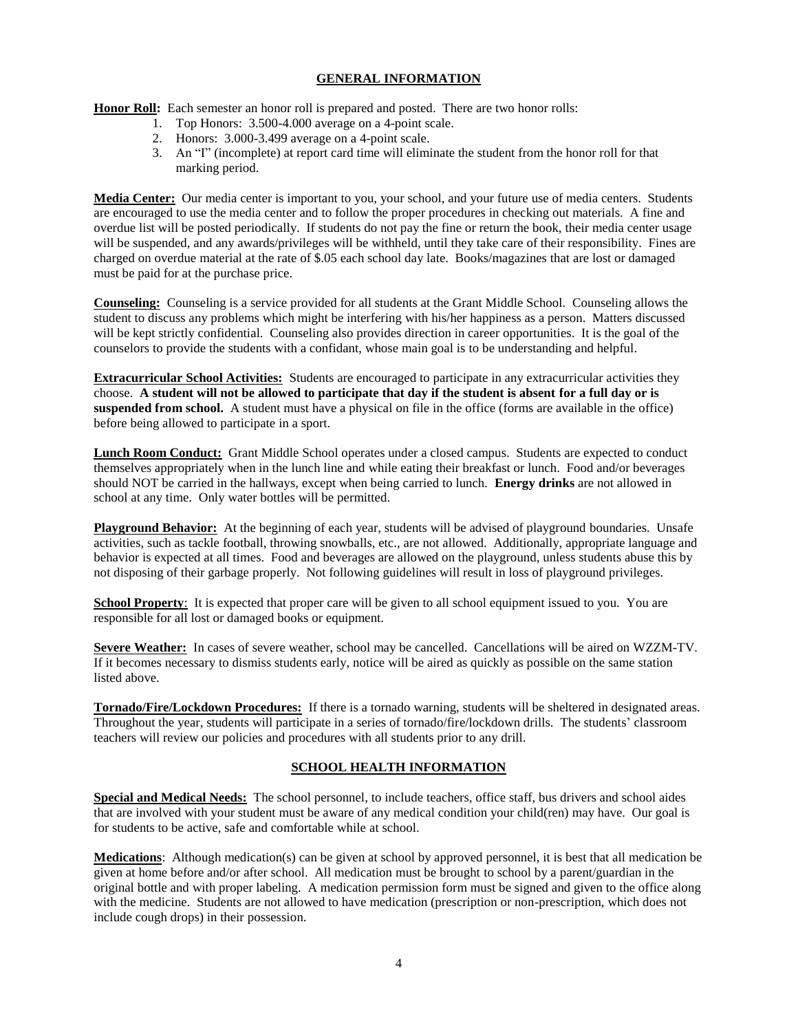## GENERAL INFORMATION

**Honor Roll:** Each semester an honor roll is prepared and posted. There are two honor rolls:

1. Top Honors: 3.500-4.000 average on a 4-point scale.
2. Honors: 3.000-3.499 average on a 4-point scale.
3. An "I" (incomplete) at report card time will eliminate the student from the honor roll for that marking period.

**Media Center:** Our media center is important to you, your school, and your future use of media centers. Students are encouraged to use the media center and to follow the proper procedures in checking out materials. A fine and overdue list will be posted periodically. If students do not pay the fine or return the book, their media center usage will be suspended, and any awards/privileges will be withheld, until they take care of their responsibility. Fines are charged on overdue material at the rate of $.05 each school day late. Books/magazines that are lost or damaged must be paid for at the purchase price.

**Counseling:** Counseling is a service provided for all students at the Grant Middle School. Counseling allows the student to discuss any problems which might be interfering with his/her happiness as a person. Matters discussed will be kept strictly confidential. Counseling also provides direction in career opportunities. It is the goal of the counselors to provide the students with a confidant, whose main goal is to be understanding and helpful.

**Extracurricular School Activities:** Students are encouraged to participate in any extracurricular activities they choose. **A student will not be allowed to participate that day if the student is absent for a full day or is suspended from school.** A student must have a physical on file in the office (forms are available in the office) before being allowed to participate in a sport.

**Lunch Room Conduct:** Grant Middle School operates under a closed campus. Students are expected to conduct themselves appropriately when in the lunch line and while eating their breakfast or lunch. Food and/or beverages should NOT be carried in the hallways, except when being carried to lunch. **Energy drinks** are not allowed in school at any time. Only water bottles will be permitted.

**Playground Behavior:** At the beginning of each year, students will be advised of playground boundaries. Unsafe activities, such as tackle football, throwing snowballs, etc., are not allowed. Additionally, appropriate language and behavior is expected at all times. Food and beverages are allowed on the playground, unless students abuse this by not disposing of their garbage properly. Not following guidelines will result in loss of playground privileges.

**School Property**: It is expected that proper care will be given to all school equipment issued to you. You are responsible for all lost or damaged books or equipment.

**Severe Weather:** In cases of severe weather, school may be cancelled. Cancellations will be aired on WZZM-TV. If it becomes necessary to dismiss students early, notice will be aired as quickly as possible on the same station listed above.

**Tornado/Fire/Lockdown Procedures:** If there is a tornado warning, students will be sheltered in designated areas. Throughout the year, students will participate in a series of tornado/fire/lockdown drills. The students' classroom teachers will review our policies and procedures with all students prior to any drill.

## SCHOOL HEALTH INFORMATION

**Special and Medical Needs:** The school personnel, to include teachers, office staff, bus drivers and school aides that are involved with your student must be aware of any medical condition your child(ren) may have. Our goal is for students to be active, safe and comfortable while at school.

**Medications**: Although medication(s) can be given at school by approved personnel, it is best that all medication be given at home before and/or after school. All medication must be brought to school by a parent/guardian in the original bottle and with proper labeling. A medication permission form must be signed and given to the office along with the medicine. Students are not allowed to have medication (prescription or non-prescription, which does not include cough drops) in their possession.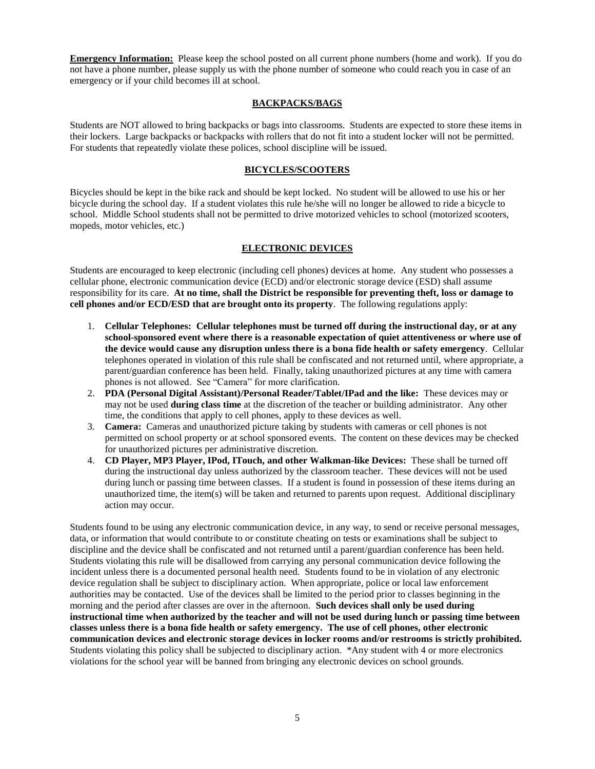**Emergency Information:** Please keep the school posted on all current phone numbers (home and work). If you do not have a phone number, please supply us with the phone number of someone who could reach you in case of an emergency or if your child becomes ill at school.

## BACKPACKS/BAGS

Students are NOT allowed to bring backpacks or bags into classrooms. Students are expected to store these items in their lockers. Large backpacks or backpacks with rollers that do not fit into a student locker will not be permitted. For students that repeatedly violate these polices, school discipline will be issued.

## BICYCLES/SCOOTERS

Bicycles should be kept in the bike rack and should be kept locked. No student will be allowed to use his or her bicycle during the school day. If a student violates this rule he/she will no longer be allowed to ride a bicycle to school. Middle School students shall not be permitted to drive motorized vehicles to school (motorized scooters, mopeds, motor vehicles, etc.)

## ELECTRONIC DEVICES

Students are encouraged to keep electronic (including cell phones) devices at home. Any student who possesses a cellular phone, electronic communication device (ECD) and/or electronic storage device (ESD) shall assume responsibility for its care. **At no time, shall the District be responsible for preventing theft, loss or damage to cell phones and/or ECD/ESD that are brought onto its property**. The following regulations apply:

1. **Cellular Telephones: Cellular telephones must be turned off during the instructional day, or at any school-sponsored event where there is a reasonable expectation of quiet attentiveness or where use of the device would cause any disruption unless there is a bona fide health or safety emergency**. Cellular telephones operated in violation of this rule shall be confiscated and not returned until, where appropriate, a parent/guardian conference has been held. Finally, taking unauthorized pictures at any time with camera phones is not allowed. See "Camera" for more clarification.
2. **PDA (Personal Digital Assistant)/Personal Reader/Tablet/IPad and the like:** These devices may or may not be used **during class time** at the discretion of the teacher or building administrator. Any other time, the conditions that apply to cell phones, apply to these devices as well.
3. **Camera:** Cameras and unauthorized picture taking by students with cameras or cell phones is not permitted on school property or at school sponsored events. The content on these devices may be checked for unauthorized pictures per administrative discretion.
4. **CD Player, MP3 Player, IPod, ITouch, and other Walkman-like Devices:** These shall be turned off during the instructional day unless authorized by the classroom teacher. These devices will not be used during lunch or passing time between classes. If a student is found in possession of these items during an unauthorized time, the item(s) will be taken and returned to parents upon request. Additional disciplinary action may occur.

Students found to be using any electronic communication device, in any way, to send or receive personal messages, data, or information that would contribute to or constitute cheating on tests or examinations shall be subject to discipline and the device shall be confiscated and not returned until a parent/guardian conference has been held. Students violating this rule will be disallowed from carrying any personal communication device following the incident unless there is a documented personal health need. Students found to be in violation of any electronic device regulation shall be subject to disciplinary action. When appropriate, police or local law enforcement authorities may be contacted. Use of the devices shall be limited to the period prior to classes beginning in the morning and the period after classes are over in the afternoon. **Such devices shall only be used during instructional time when authorized by the teacher and will not be used during lunch or passing time between classes unless there is a bona fide health or safety emergency. The use of cell phones, other electronic communication devices and electronic storage devices in locker rooms and/or restrooms is strictly prohibited.** Students violating this policy shall be subjected to disciplinary action. *Any student with 4 or more electronics violations for the school year will be banned from bringing any electronic devices on school grounds.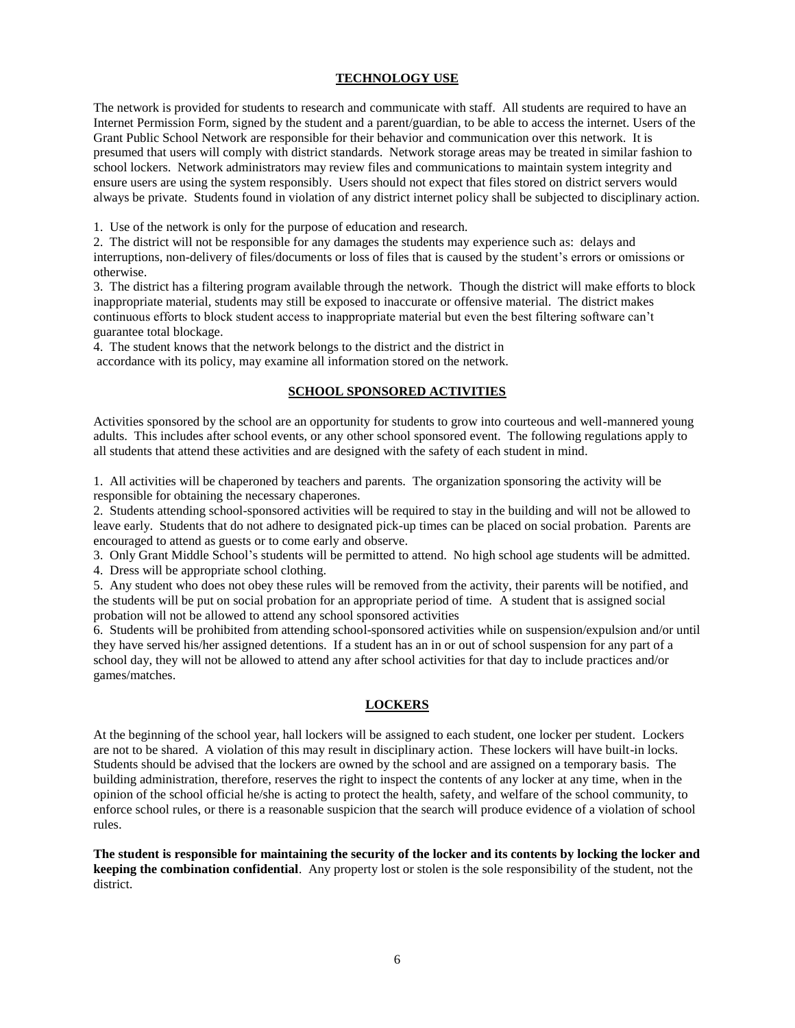## TECHNOLOGY USE

The network is provided for students to research and communicate with staff. All students are required to have an Internet Permission Form, signed by the student and a parent/guardian, to be able to access the internet. Users of the Grant Public School Network are responsible for their behavior and communication over this network. It is presumed that users will comply with district standards. Network storage areas may be treated in similar fashion to school lockers. Network administrators may review files and communications to maintain system integrity and ensure users are using the system responsibly. Users should not expect that files stored on district servers would always be private. Students found in violation of any district internet policy shall be subjected to disciplinary action.

1. Use of the network is only for the purpose of education and research.
2. The district will not be responsible for any damages the students may experience such as: delays and interruptions, non-delivery of files/documents or loss of files that is caused by the student's errors or omissions or otherwise.
3. The district has a filtering program available through the network. Though the district will make efforts to block inappropriate material, students may still be exposed to inaccurate or offensive material. The district makes continuous efforts to block student access to inappropriate material but even the best filtering software can't guarantee total blockage.
4. The student knows that the network belongs to the district and the district in accordance with its policy, may examine all information stored on the network.

## SCHOOL SPONSORED ACTIVITIES

Activities sponsored by the school are an opportunity for students to grow into courteous and well-mannered young adults. This includes after school events, or any other school sponsored event. The following regulations apply to all students that attend these activities and are designed with the safety of each student in mind.

1. All activities will be chaperoned by teachers and parents. The organization sponsoring the activity will be responsible for obtaining the necessary chaperones.
2. Students attending school-sponsored activities will be required to stay in the building and will not be allowed to leave early. Students that do not adhere to designated pick-up times can be placed on social probation. Parents are encouraged to attend as guests or to come early and observe.
3. Only Grant Middle School's students will be permitted to attend. No high school age students will be admitted.
4. Dress will be appropriate school clothing.
5. Any student who does not obey these rules will be removed from the activity, their parents will be notified, and the students will be put on social probation for an appropriate period of time. A student that is assigned social probation will not be allowed to attend any school sponsored activities
6. Students will be prohibited from attending school-sponsored activities while on suspension/expulsion and/or until they have served his/her assigned detentions. If a student has an in or out of school suspension for any part of a school day, they will not be allowed to attend any after school activities for that day to include practices and/or games/matches.

## LOCKERS

At the beginning of the school year, hall lockers will be assigned to each student, one locker per student. Lockers are not to be shared. A violation of this may result in disciplinary action. These lockers will have built-in locks. Students should be advised that the lockers are owned by the school and are assigned on a temporary basis. The building administration, therefore, reserves the right to inspect the contents of any locker at any time, when in the opinion of the school official he/she is acting to protect the health, safety, and welfare of the school community, to enforce school rules, or there is a reasonable suspicion that the search will produce evidence of a violation of school rules.

**The student is responsible for maintaining the security of the locker and its contents by locking the locker and keeping the combination confidential**. Any property lost or stolen is the sole responsibility of the student, not the district.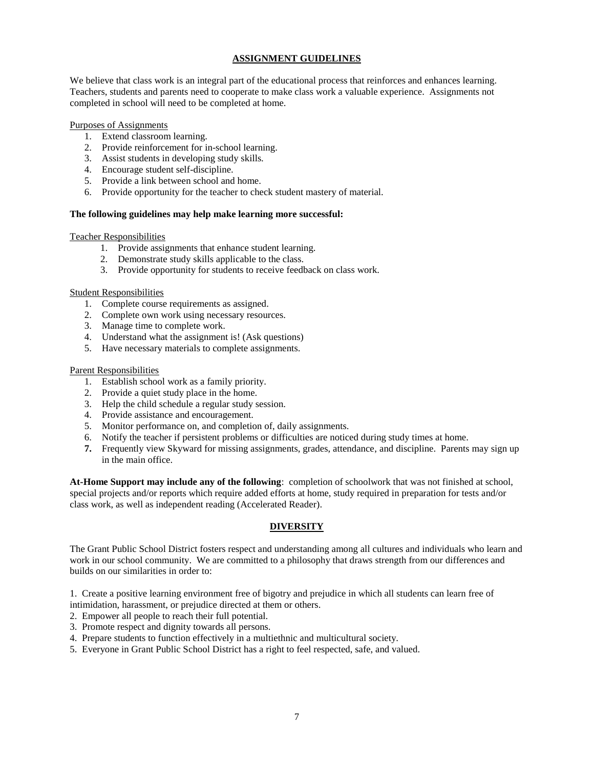## ASSIGNMENT GUIDELINES

We believe that class work is an integral part of the educational process that reinforces and enhances learning. Teachers, students and parents need to cooperate to make class work a valuable experience. Assignments not completed in school will need to be completed at home.

Purposes of Assignments

1. Extend classroom learning.
2. Provide reinforcement for in-school learning.
3. Assist students in developing study skills.
4. Encourage student self-discipline.
5. Provide a link between school and home.
6. Provide opportunity for the teacher to check student mastery of material.

**The following guidelines may help make learning more successful:**

Teacher Responsibilities

1. Provide assignments that enhance student learning.
2. Demonstrate study skills applicable to the class.
3. Provide opportunity for students to receive feedback on class work.

Student Responsibilities

1. Complete course requirements as assigned.
2. Complete own work using necessary resources.
3. Manage time to complete work.
4. Understand what the assignment is! (Ask questions)
5. Have necessary materials to complete assignments.

Parent Responsibilities

1. Establish school work as a family priority.
2. Provide a quiet study place in the home.
3. Help the child schedule a regular study session.
4. Provide assistance and encouragement.
5. Monitor performance on, and completion of, daily assignments.
6. Notify the teacher if persistent problems or difficulties are noticed during study times at home.
7. Frequently view Skyward for missing assignments, grades, attendance, and discipline. Parents may sign up in the main office.

**At-Home Support may include any of the following**: completion of schoolwork that was not finished at school, special projects and/or reports which require added efforts at home, study required in preparation for tests and/or class work, as well as independent reading (Accelerated Reader).

## DIVERSITY

The Grant Public School District fosters respect and understanding among all cultures and individuals who learn and work in our school community. We are committed to a philosophy that draws strength from our differences and builds on our similarities in order to:

1. Create a positive learning environment free of bigotry and prejudice in which all students can learn free of intimidation, harassment, or prejudice directed at them or others.
2. Empower all people to reach their full potential.
3. Promote respect and dignity towards all persons.
4. Prepare students to function effectively in a multiethnic and multicultural society.
5. Everyone in Grant Public School District has a right to feel respected, safe, and valued.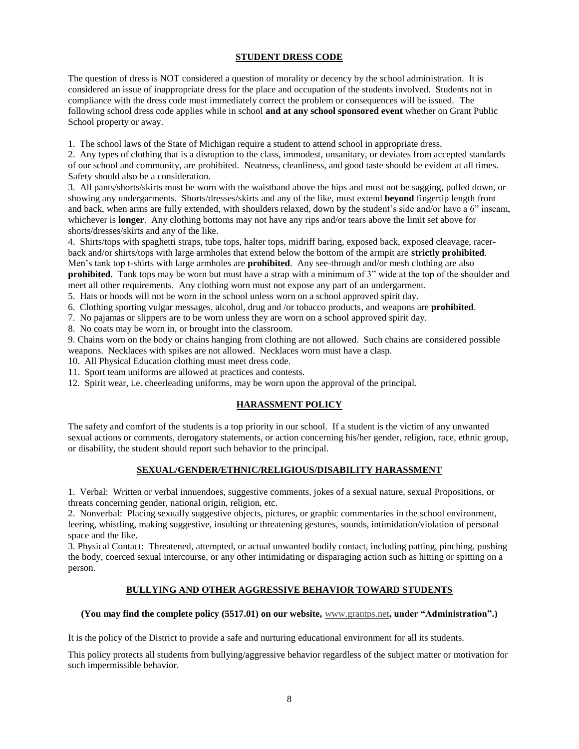## STUDENT DRESS CODE

The question of dress is NOT considered a question of morality or decency by the school administration. It is considered an issue of inappropriate dress for the place and occupation of the students involved. Students not in compliance with the dress code must immediately correct the problem or consequences will be issued. The following school dress code applies while in school **and at any school sponsored event** whether on Grant Public School property or away.

1. The school laws of the State of Michigan require a student to attend school in appropriate dress.
2. Any types of clothing that is a disruption to the class, immodest, unsanitary, or deviates from accepted standards of our school and community, are prohibited. Neatness, cleanliness, and good taste should be evident at all times. Safety should also be a consideration.
3. All pants/shorts/skirts must be worn with the waistband above the hips and must not be sagging, pulled down, or showing any undergarments. Shorts/dresses/skirts and any of the like, must extend **beyond** fingertip length front and back, when arms are fully extended, with shoulders relaxed, down by the student's side and/or have a 6" inseam, whichever is **longer**. Any clothing bottoms may not have any rips and/or tears above the limit set above for shorts/dresses/skirts and any of the like.
4. Shirts/tops with spaghetti straps, tube tops, halter tops, midriff baring, exposed back, exposed cleavage, racer-back and/or shirts/tops with large armholes that extend below the bottom of the armpit are **strictly prohibited**. Men's tank top t-shirts with large armholes are **prohibited**. Any see-through and/or mesh clothing are also **prohibited**. Tank tops may be worn but must have a strap with a minimum of 3" wide at the top of the shoulder and meet all other requirements. Any clothing worn must not expose any part of an undergarment.
5. Hats or hoods will not be worn in the school unless worn on a school approved spirit day.
6. Clothing sporting vulgar messages, alcohol, drug and /or tobacco products, and weapons are **prohibited**.
7. No pajamas or slippers are to be worn unless they are worn on a school approved spirit day.
8. No coats may be worn in, or brought into the classroom.
9. Chains worn on the body or chains hanging from clothing are not allowed. Such chains are considered possible weapons. Necklaces with spikes are not allowed. Necklaces worn must have a clasp.
10. All Physical Education clothing must meet dress code.
11. Sport team uniforms are allowed at practices and contests.
12. Spirit wear, i.e. cheerleading uniforms, may be worn upon the approval of the principal.

## HARASSMENT POLICY

The safety and comfort of the students is a top priority in our school. If a student is the victim of any unwanted sexual actions or comments, derogatory statements, or action concerning his/her gender, religion, race, ethnic group, or disability, the student should report such behavior to the principal.

## SEXUAL/GENDER/ETHNIC/RELIGIOUS/DISABILITY HARASSMENT

1. Verbal: Written or verbal innuendoes, suggestive comments, jokes of a sexual nature, sexual Propositions, or threats concerning gender, national origin, religion, etc.
2. Nonverbal: Placing sexually suggestive objects, pictures, or graphic commentaries in the school environment, leering, whistling, making suggestive, insulting or threatening gestures, sounds, intimidation/violation of personal space and the like.
3. Physical Contact: Threatened, attempted, or actual unwanted bodily contact, including patting, pinching, pushing the body, coerced sexual intercourse, or any other intimidating or disparaging action such as hitting or spitting on a person.

## BULLYING AND OTHER AGGRESSIVE BEHAVIOR TOWARD STUDENTS

**(You may find the complete policy (5517.01) on our website,** www.grantps.net**, under "Administration".)**

It is the policy of the District to provide a safe and nurturing educational environment for all its students.

This policy protects all students from bullying/aggressive behavior regardless of the subject matter or motivation for such impermissible behavior.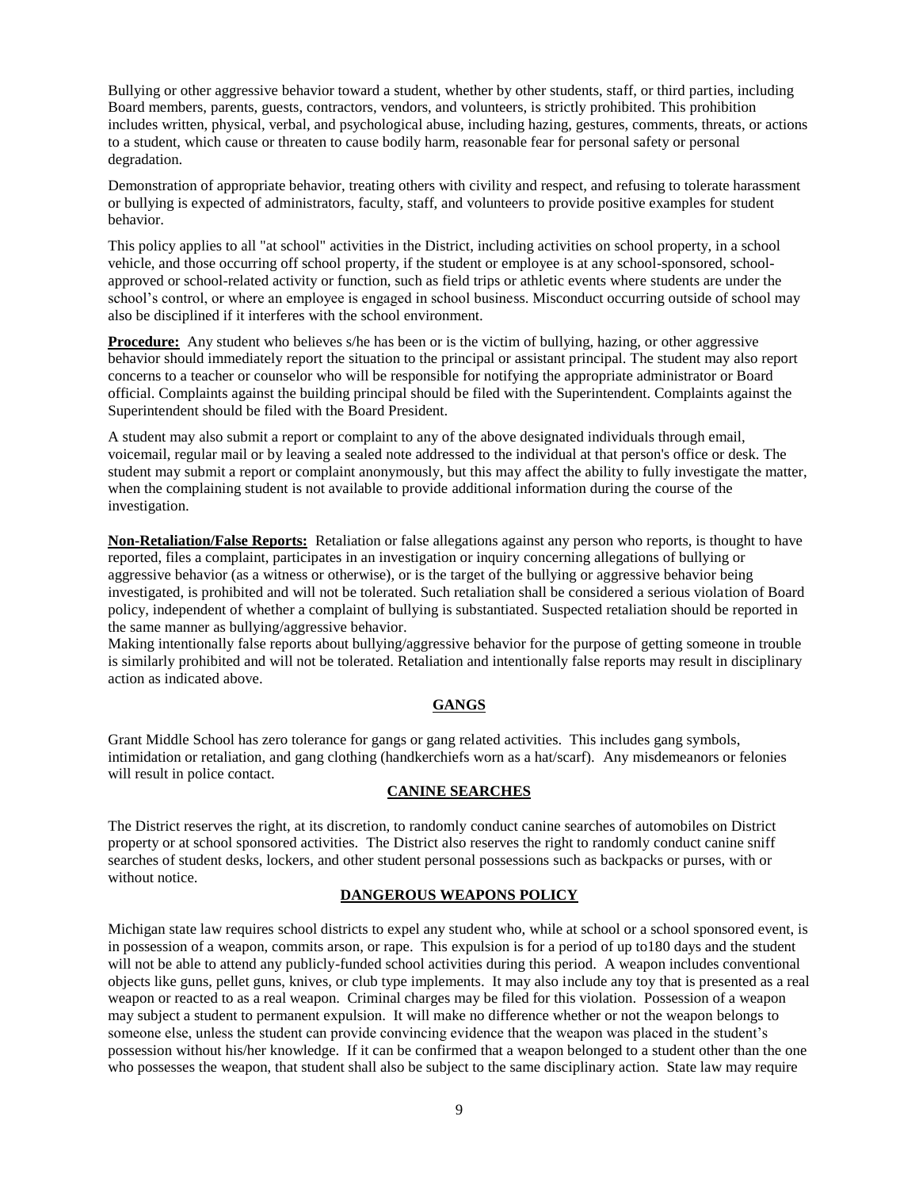Bullying or other aggressive behavior toward a student, whether by other students, staff, or third parties, including Board members, parents, guests, contractors, vendors, and volunteers, is strictly prohibited. This prohibition includes written, physical, verbal, and psychological abuse, including hazing, gestures, comments, threats, or actions to a student, which cause or threaten to cause bodily harm, reasonable fear for personal safety or personal degradation.

Demonstration of appropriate behavior, treating others with civility and respect, and refusing to tolerate harassment or bullying is expected of administrators, faculty, staff, and volunteers to provide positive examples for student behavior.

This policy applies to all "at school" activities in the District, including activities on school property, in a school vehicle, and those occurring off school property, if the student or employee is at any school-sponsored, school-approved or school-related activity or function, such as field trips or athletic events where students are under the school's control, or where an employee is engaged in school business. Misconduct occurring outside of school may also be disciplined if it interferes with the school environment.

**Procedure:** Any student who believes s/he has been or is the victim of bullying, hazing, or other aggressive behavior should immediately report the situation to the principal or assistant principal. The student may also report concerns to a teacher or counselor who will be responsible for notifying the appropriate administrator or Board official. Complaints against the building principal should be filed with the Superintendent. Complaints against the Superintendent should be filed with the Board President.

A student may also submit a report or complaint to any of the above designated individuals through email, voicemail, regular mail or by leaving a sealed note addressed to the individual at that person's office or desk. The student may submit a report or complaint anonymously, but this may affect the ability to fully investigate the matter, when the complaining student is not available to provide additional information during the course of the investigation.

**Non-Retaliation/False Reports:** Retaliation or false allegations against any person who reports, is thought to have reported, files a complaint, participates in an investigation or inquiry concerning allegations of bullying or aggressive behavior (as a witness or otherwise), or is the target of the bullying or aggressive behavior being investigated, is prohibited and will not be tolerated. Such retaliation shall be considered a serious violation of Board policy, independent of whether a complaint of bullying is substantiated. Suspected retaliation should be reported in the same manner as bullying/aggressive behavior.
Making intentionally false reports about bullying/aggressive behavior for the purpose of getting someone in trouble is similarly prohibited and will not be tolerated. Retaliation and intentionally false reports may result in disciplinary action as indicated above.

## GANGS

Grant Middle School has zero tolerance for gangs or gang related activities. This includes gang symbols, intimidation or retaliation, and gang clothing (handkerchiefs worn as a hat/scarf). Any misdemeanors or felonies will result in police contact.

## CANINE SEARCHES

The District reserves the right, at its discretion, to randomly conduct canine searches of automobiles on District property or at school sponsored activities. The District also reserves the right to randomly conduct canine sniff searches of student desks, lockers, and other student personal possessions such as backpacks or purses, with or without notice.

## DANGEROUS WEAPONS POLICY

Michigan state law requires school districts to expel any student who, while at school or a school sponsored event, is in possession of a weapon, commits arson, or rape. This expulsion is for a period of up to180 days and the student will not be able to attend any publicly-funded school activities during this period. A weapon includes conventional objects like guns, pellet guns, knives, or club type implements. It may also include any toy that is presented as a real weapon or reacted to as a real weapon. Criminal charges may be filed for this violation. Possession of a weapon may subject a student to permanent expulsion. It will make no difference whether or not the weapon belongs to someone else, unless the student can provide convincing evidence that the weapon was placed in the student's possession without his/her knowledge. If it can be confirmed that a weapon belonged to a student other than the one who possesses the weapon, that student shall also be subject to the same disciplinary action. State law may require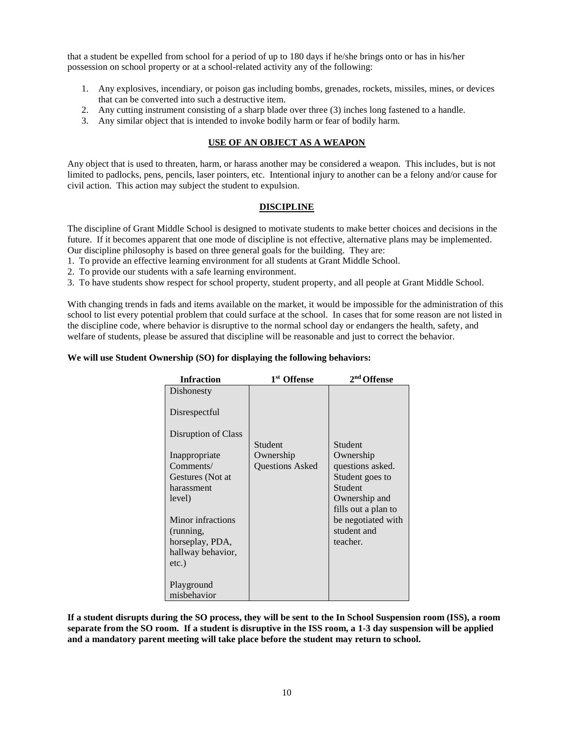that a student be expelled from school for a period of up to 180 days if he/she brings onto or has in his/her possession on school property or at a school-related activity any of the following:

1. Any explosives, incendiary, or poison gas including bombs, grenades, rockets, missiles, mines, or devices that can be converted into such a destructive item.
2. Any cutting instrument consisting of a sharp blade over three (3) inches long fastened to a handle.
3. Any similar object that is intended to invoke bodily harm or fear of bodily harm.

## USE OF AN OBJECT AS A WEAPON

Any object that is used to threaten, harm, or harass another may be considered a weapon. This includes, but is not limited to padlocks, pens, pencils, laser pointers, etc. Intentional injury to another can be a felony and/or cause for civil action. This action may subject the student to expulsion.

## DISCIPLINE

The discipline of Grant Middle School is designed to motivate students to make better choices and decisions in the future. If it becomes apparent that one mode of discipline is not effective, alternative plans may be implemented. Our discipline philosophy is based on three general goals for the building. They are:

1. To provide an effective learning environment for all students at Grant Middle School.
2. To provide our students with a safe learning environment.
3. To have students show respect for school property, student property, and all people at Grant Middle School.

With changing trends in fads and items available on the market, it would be impossible for the administration of this school to list every potential problem that could surface at the school. In cases that for some reason are not listed in the discipline code, where behavior is disruptive to the normal school day or endangers the health, safety, and welfare of students, please be assured that discipline will be reasonable and just to correct the behavior.

**We will use Student Ownership (SO) for displaying the following behaviors:**

| Infraction | 1st Offense | 2nd Offense |
|---|---|---|
| Dishonesty<br><br>Disrespectful<br><br>Disruption of Class<br><br>Inappropriate Comments/ Gestures (Not at harassment level)<br><br>Minor infractions (running, horseplay, PDA, hallway behavior, etc.)<br><br>Playground misbehavior | Student Ownership Questions Asked | Student Ownership questions asked. Student goes to Student Ownership and fills out a plan to be negotiated with student and teacher. |

**If a student disrupts during the SO process, they will be sent to the In School Suspension room (ISS), a room separate from the SO room. If a student is disruptive in the ISS room, a 1-3 day suspension will be applied and a mandatory parent meeting will take place before the student may return to school.**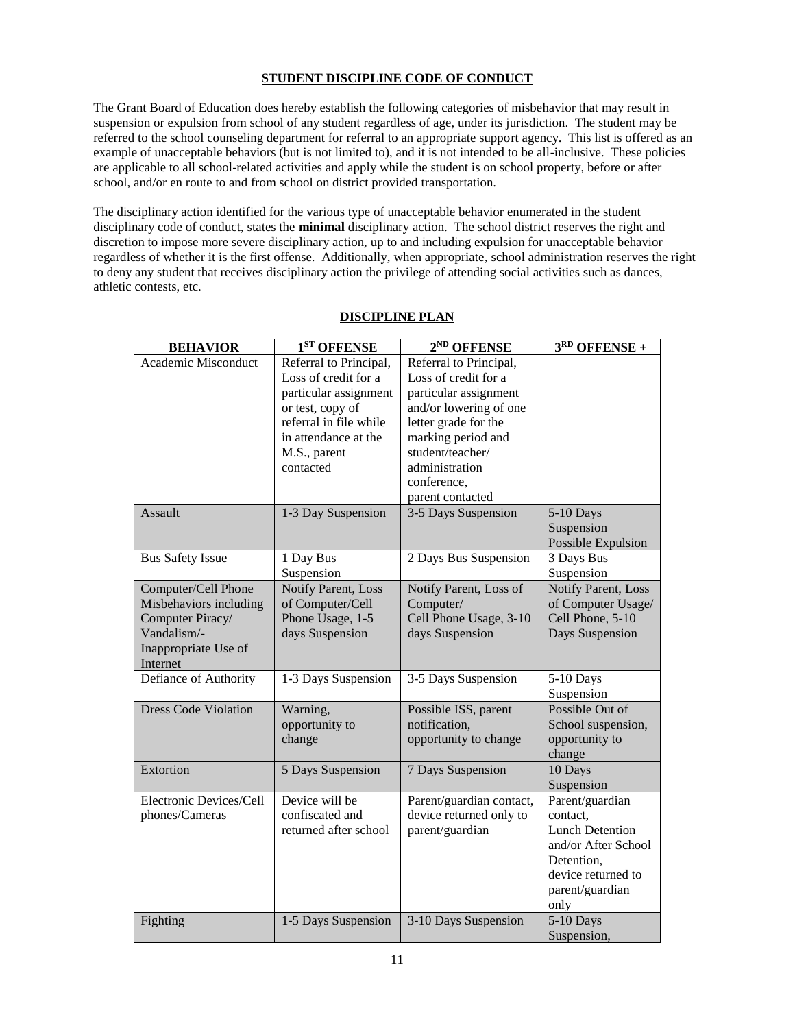## STUDENT DISCIPLINE CODE OF CONDUCT

The Grant Board of Education does hereby establish the following categories of misbehavior that may result in suspension or expulsion from school of any student regardless of age, under its jurisdiction. The student may be referred to the school counseling department for referral to an appropriate support agency. This list is offered as an example of unacceptable behaviors (but is not limited to), and it is not intended to be all-inclusive. These policies are applicable to all school-related activities and apply while the student is on school property, before or after school, and/or en route to and from school on district provided transportation.

The disciplinary action identified for the various type of unacceptable behavior enumerated in the student disciplinary code of conduct, states the **minimal** disciplinary action. The school district reserves the right and discretion to impose more severe disciplinary action, up to and including expulsion for unacceptable behavior regardless of whether it is the first offense. Additionally, when appropriate, school administration reserves the right to deny any student that receives disciplinary action the privilege of attending social activities such as dances, athletic contests, etc.

## DISCIPLINE PLAN

| BEHAVIOR | 1ST OFFENSE | 2ND OFFENSE | 3RD OFFENSE + |
|---|---|---|---|
| Academic Misconduct | Referral to Principal, Loss of credit for a particular assignment or test, copy of referral in file while in attendance at the M.S., parent contacted | Referral to Principal, Loss of credit for a particular assignment and/or lowering of one letter grade for the marking period and student/teacher/ administration conference, parent contacted | |
| Assault | 1-3 Day Suspension | 3-5 Days Suspension | 5-10 Days Suspension Possible Expulsion |
| Bus Safety Issue | 1 Day Bus Suspension | 2 Days Bus Suspension | 3 Days Bus Suspension |
| Computer/Cell Phone Misbehaviors including Computer Piracy/ Vandalism/- Inappropriate Use of Internet | Notify Parent, Loss of Computer/Cell Phone Usage, 1-5 days Suspension | Notify Parent, Loss of Computer/ Cell Phone Usage, 3-10 days Suspension | Notify Parent, Loss of Computer Usage/ Cell Phone, 5-10 Days Suspension |
| Defiance of Authority | 1-3 Days Suspension | 3-5 Days Suspension | 5-10 Days Suspension |
| Dress Code Violation | Warning, opportunity to change | Possible ISS, parent notification, opportunity to change | Possible Out of School suspension, opportunity to change |
| Extortion | 5 Days Suspension | 7 Days Suspension | 10 Days Suspension |
| Electronic Devices/Cell phones/Cameras | Device will be confiscated and returned after school | Parent/guardian contact, device returned only to parent/guardian | Parent/guardian contact, Lunch Detention and/or After School Detention, device returned to parent/guardian only |
| Fighting | 1-5 Days Suspension | 3-10 Days Suspension | 5-10 Days Suspension, |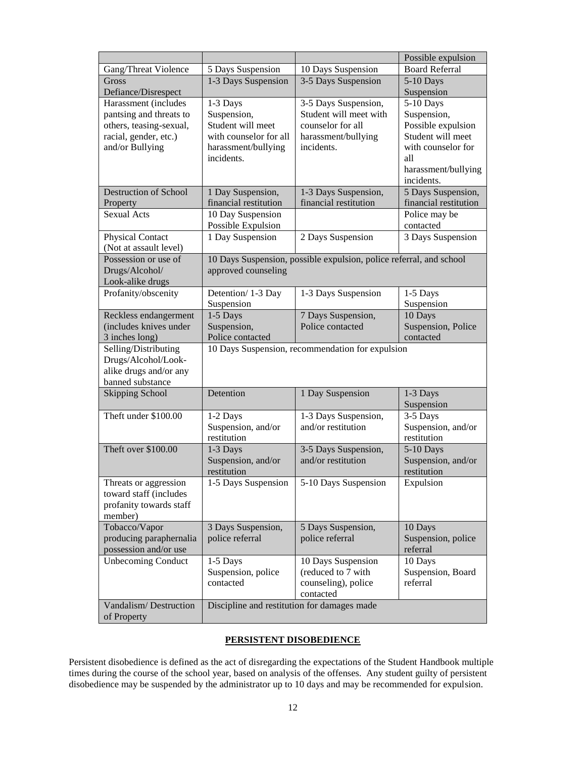| | | | Possible expulsion |
|---|---|---|---|
| Gang/Threat Violence | 5 Days Suspension | 10 Days Suspension | Board Referral |
| Gross Defiance/Disrespect | 1-3 Days Suspension | 3-5 Days Suspension | 5-10 Days Suspension |
| Harassment (includes pantsing and threats to others, teasing-sexual, racial, gender, etc.) and/or Bullying | 1-3 Days Suspension, Student will meet with counselor for all harassment/bullying incidents. | 3-5 Days Suspension, Student will meet with counselor for all harassment/bullying incidents. | 5-10 Days Suspension, Possible expulsion Student will meet with counselor for all harassment/bullying incidents. |
| Destruction of School Property | 1 Day Suspension, financial restitution | 1-3 Days Suspension, financial restitution | 5 Days Suspension, financial restitution |
| Sexual Acts | 10 Day Suspension Possible Expulsion | | Police may be contacted |
| Physical Contact (Not at assault level) | 1 Day Suspension | 2 Days Suspension | 3 Days Suspension |
| Possession or use of Drugs/Alcohol/ Look-alike drugs | 10 Days Suspension, possible expulsion, police referral, and school approved counseling | | |
| Profanity/obscenity | Detention/ 1-3 Day Suspension | 1-3 Days Suspension | 1-5 Days Suspension |
| Reckless endangerment (includes knives under 3 inches long) | 1-5 Days Suspension, Police contacted | 7 Days Suspension, Police contacted | 10 Days Suspension, Police contacted |
| Selling/Distributing Drugs/Alcohol/Look-alike drugs and/or any banned substance | 10 Days Suspension, recommendation for expulsion | | |
| Skipping School | Detention | 1 Day Suspension | 1-3 Days Suspension |
| Theft under $100.00 | 1-2 Days Suspension, and/or restitution | 1-3 Days Suspension, and/or restitution | 3-5 Days Suspension, and/or restitution |
| Theft over $100.00 | 1-3 Days Suspension, and/or restitution | 3-5 Days Suspension, and/or restitution | 5-10 Days Suspension, and/or restitution |
| Threats or aggression toward staff (includes profanity towards staff member) | 1-5 Days Suspension | 5-10 Days Suspension | Expulsion |
| Tobacco/Vapor producing paraphernalia possession and/or use | 3 Days Suspension, police referral | 5 Days Suspension, police referral | 10 Days Suspension, police referral |
| Unbecoming Conduct | 1-5 Days Suspension, police contacted | 10 Days Suspension (reduced to 7 with counseling), police contacted | 10 Days Suspension, Board referral |
| Vandalism/ Destruction of Property | Discipline and restitution for damages made | | |

## PERSISTENT DISOBEDIENCE

Persistent disobedience is defined as the act of disregarding the expectations of the Student Handbook multiple times during the course of the school year, based on analysis of the offenses. Any student guilty of persistent disobedience may be suspended by the administrator up to 10 days and may be recommended for expulsion.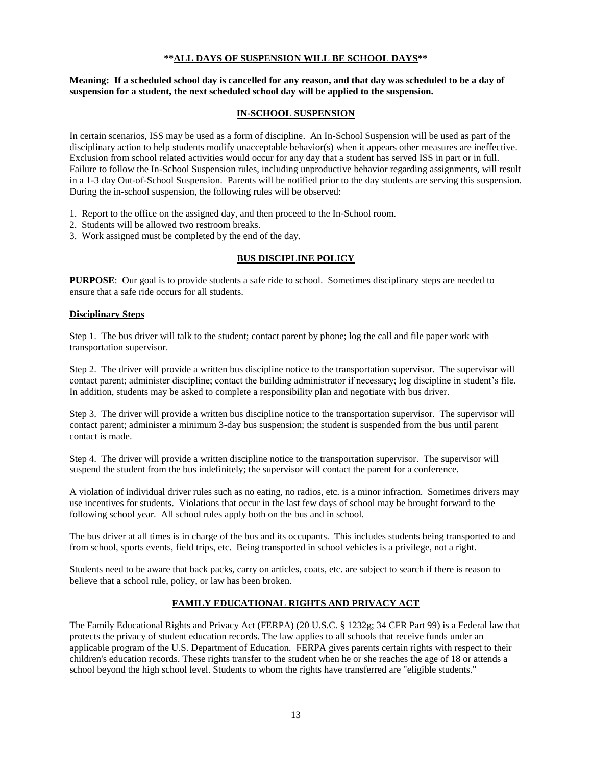**\*\*ALL DAYS OF SUSPENSION WILL BE SCHOOL DAYS\*\***

**Meaning: If a scheduled school day is cancelled for any reason, and that day was scheduled to be a day of suspension for a student, the next scheduled school day will be applied to the suspension.**

## IN-SCHOOL SUSPENSION

In certain scenarios, ISS may be used as a form of discipline. An In-School Suspension will be used as part of the disciplinary action to help students modify unacceptable behavior(s) when it appears other measures are ineffective. Exclusion from school related activities would occur for any day that a student has served ISS in part or in full. Failure to follow the In-School Suspension rules, including unproductive behavior regarding assignments, will result in a 1-3 day Out-of-School Suspension. Parents will be notified prior to the day students are serving this suspension. During the in-school suspension, the following rules will be observed:

1. Report to the office on the assigned day, and then proceed to the In-School room.
2. Students will be allowed two restroom breaks.
3. Work assigned must be completed by the end of the day.

## BUS DISCIPLINE POLICY

**PURPOSE**: Our goal is to provide students a safe ride to school. Sometimes disciplinary steps are needed to ensure that a safe ride occurs for all students.

### Disciplinary Steps

Step 1. The bus driver will talk to the student; contact parent by phone; log the call and file paper work with transportation supervisor.

Step 2. The driver will provide a written bus discipline notice to the transportation supervisor. The supervisor will contact parent; administer discipline; contact the building administrator if necessary; log discipline in student's file. In addition, students may be asked to complete a responsibility plan and negotiate with bus driver.

Step 3. The driver will provide a written bus discipline notice to the transportation supervisor. The supervisor will contact parent; administer a minimum 3-day bus suspension; the student is suspended from the bus until parent contact is made.

Step 4. The driver will provide a written discipline notice to the transportation supervisor. The supervisor will suspend the student from the bus indefinitely; the supervisor will contact the parent for a conference.

A violation of individual driver rules such as no eating, no radios, etc. is a minor infraction. Sometimes drivers may use incentives for students. Violations that occur in the last few days of school may be brought forward to the following school year. All school rules apply both on the bus and in school.

The bus driver at all times is in charge of the bus and its occupants. This includes students being transported to and from school, sports events, field trips, etc. Being transported in school vehicles is a privilege, not a right.

Students need to be aware that back packs, carry on articles, coats, etc. are subject to search if there is reason to believe that a school rule, policy, or law has been broken.

## FAMILY EDUCATIONAL RIGHTS AND PRIVACY ACT

The Family Educational Rights and Privacy Act (FERPA) (20 U.S.C. § 1232g; 34 CFR Part 99) is a Federal law that protects the privacy of student education records. The law applies to all schools that receive funds under an applicable program of the U.S. Department of Education. FERPA gives parents certain rights with respect to their children's education records. These rights transfer to the student when he or she reaches the age of 18 or attends a school beyond the high school level. Students to whom the rights have transferred are "eligible students."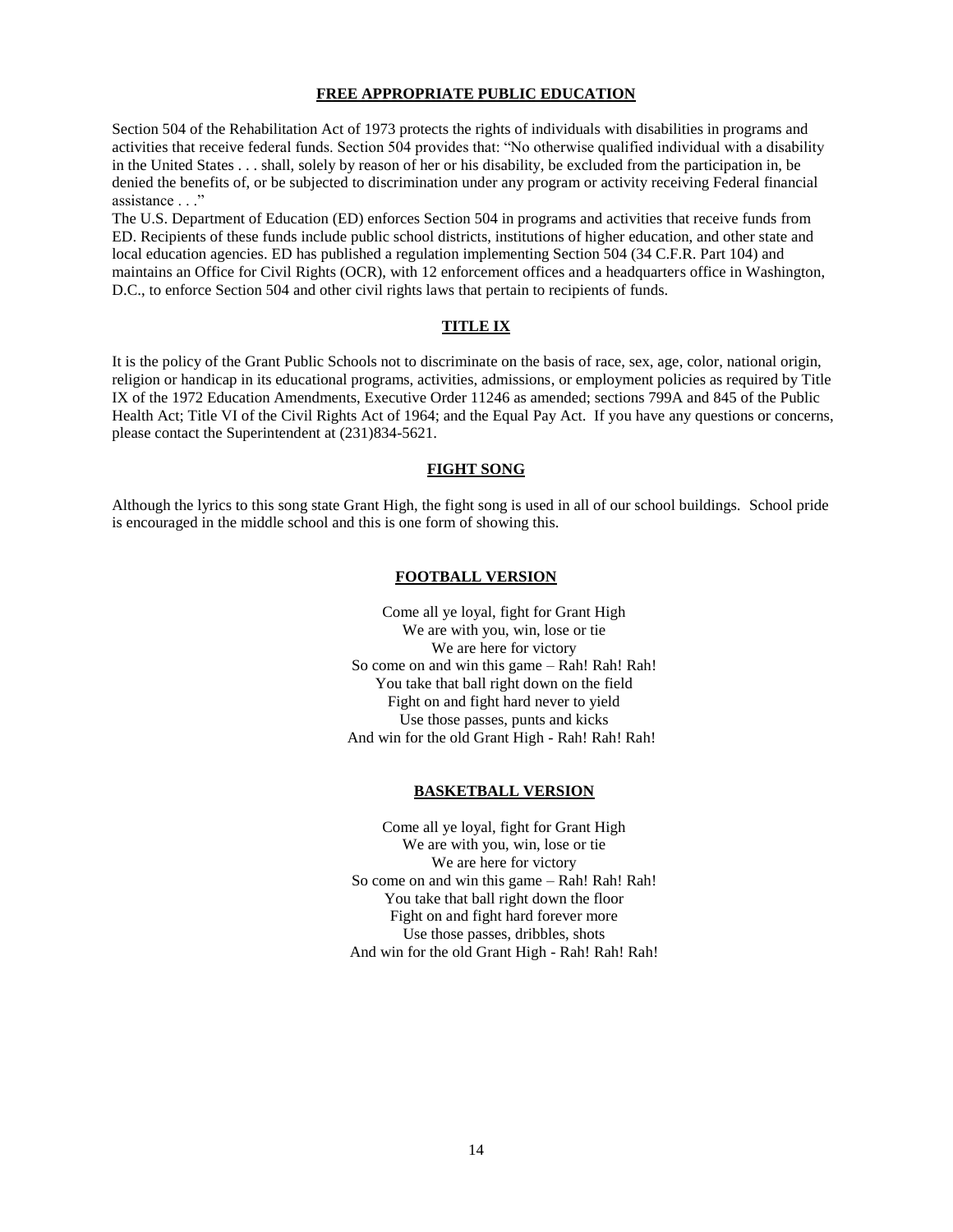## FREE APPROPRIATE PUBLIC EDUCATION

Section 504 of the Rehabilitation Act of 1973 protects the rights of individuals with disabilities in programs and activities that receive federal funds. Section 504 provides that: "No otherwise qualified individual with a disability in the United States . . . shall, solely by reason of her or his disability, be excluded from the participation in, be denied the benefits of, or be subjected to discrimination under any program or activity receiving Federal financial assistance . . ."

The U.S. Department of Education (ED) enforces Section 504 in programs and activities that receive funds from ED. Recipients of these funds include public school districts, institutions of higher education, and other state and local education agencies. ED has published a regulation implementing Section 504 (34 C.F.R. Part 104) and maintains an Office for Civil Rights (OCR), with 12 enforcement offices and a headquarters office in Washington, D.C., to enforce Section 504 and other civil rights laws that pertain to recipients of funds.

## TITLE IX

It is the policy of the Grant Public Schools not to discriminate on the basis of race, sex, age, color, national origin, religion or handicap in its educational programs, activities, admissions, or employment policies as required by Title IX of the 1972 Education Amendments, Executive Order 11246 as amended; sections 799A and 845 of the Public Health Act; Title VI of the Civil Rights Act of 1964; and the Equal Pay Act. If you have any questions or concerns, please contact the Superintendent at (231)834-5621.

## FIGHT SONG

Although the lyrics to this song state Grant High, the fight song is used in all of our school buildings. School pride is encouraged in the middle school and this is one form of showing this.

### FOOTBALL VERSION

Come all ye loyal, fight for Grant High  
We are with you, win, lose or tie  
We are here for victory  
So come on and win this game – Rah! Rah! Rah!  
You take that ball right down on the field  
Fight on and fight hard never to yield  
Use those passes, punts and kicks  
And win for the old Grant High - Rah! Rah! Rah!

### BASKETBALL VERSION

Come all ye loyal, fight for Grant High  
We are with you, win, lose or tie  
We are here for victory  
So come on and win this game – Rah! Rah! Rah!  
You take that ball right down the floor  
Fight on and fight hard forever more  
Use those passes, dribbles, shots  
And win for the old Grant High - Rah! Rah! Rah!